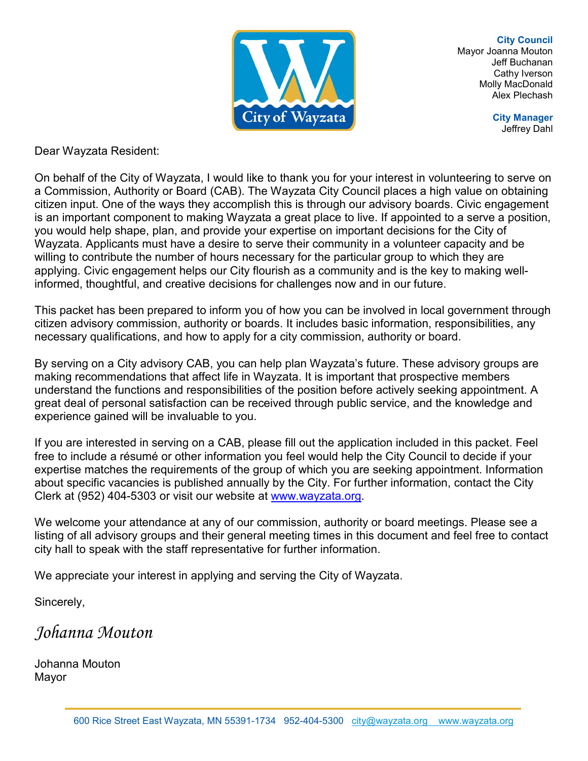City of Wayzata

**City Council**
Mayor Joanna Mouton
Jeff Buchanan
Cathy Iverson
Molly MacDonald
Alex Plechash

**City Manager**
Jeffrey Dahl

Dear Wayzata Resident:

On behalf of the City of Wayzata, I would like to thank you for your interest in volunteering to serve on a Commission, Authority or Board (CAB). The Wayzata City Council places a high value on obtaining citizen input. One of the ways they accomplish this is through our advisory boards. Civic engagement is an important component to making Wayzata a great place to live. If appointed to a serve a position, you would help shape, plan, and provide your expertise on important decisions for the City of Wayzata. Applicants must have a desire to serve their community in a volunteer capacity and be willing to contribute the number of hours necessary for the particular group to which they are applying. Civic engagement helps our City flourish as a community and is the key to making well-informed, thoughtful, and creative decisions for challenges now and in our future.

This packet has been prepared to inform you of how you can be involved in local government through citizen advisory commission, authority or boards. It includes basic information, responsibilities, any necessary qualifications, and how to apply for a city commission, authority or board.

By serving on a City advisory CAB, you can help plan Wayzata's future. These advisory groups are making recommendations that affect life in Wayzata. It is important that prospective members understand the functions and responsibilities of the position before actively seeking appointment. A great deal of personal satisfaction can be received through public service, and the knowledge and experience gained will be invaluable to you.

If you are interested in serving on a CAB, please fill out the application included in this packet. Feel free to include a résumé or other information you feel would help the City Council to decide if your expertise matches the requirements of the group of which you are seeking appointment. Information about specific vacancies is published annually by the City. For further information, contact the City Clerk at (952) 404-5303 or visit our website at www.wayzata.org.

We welcome your attendance at any of our commission, authority or board meetings. Please see a listing of all advisory groups and their general meeting times in this document and feel free to contact city hall to speak with the staff representative for further information.

We appreciate your interest in applying and serving the City of Wayzata.

Sincerely,

*Johanna Mouton*

Johanna Mouton
Mayor

600 Rice Street East Wayzata, MN 55391-1734 952-404-5300 city@wayzata.org www.wayzata.org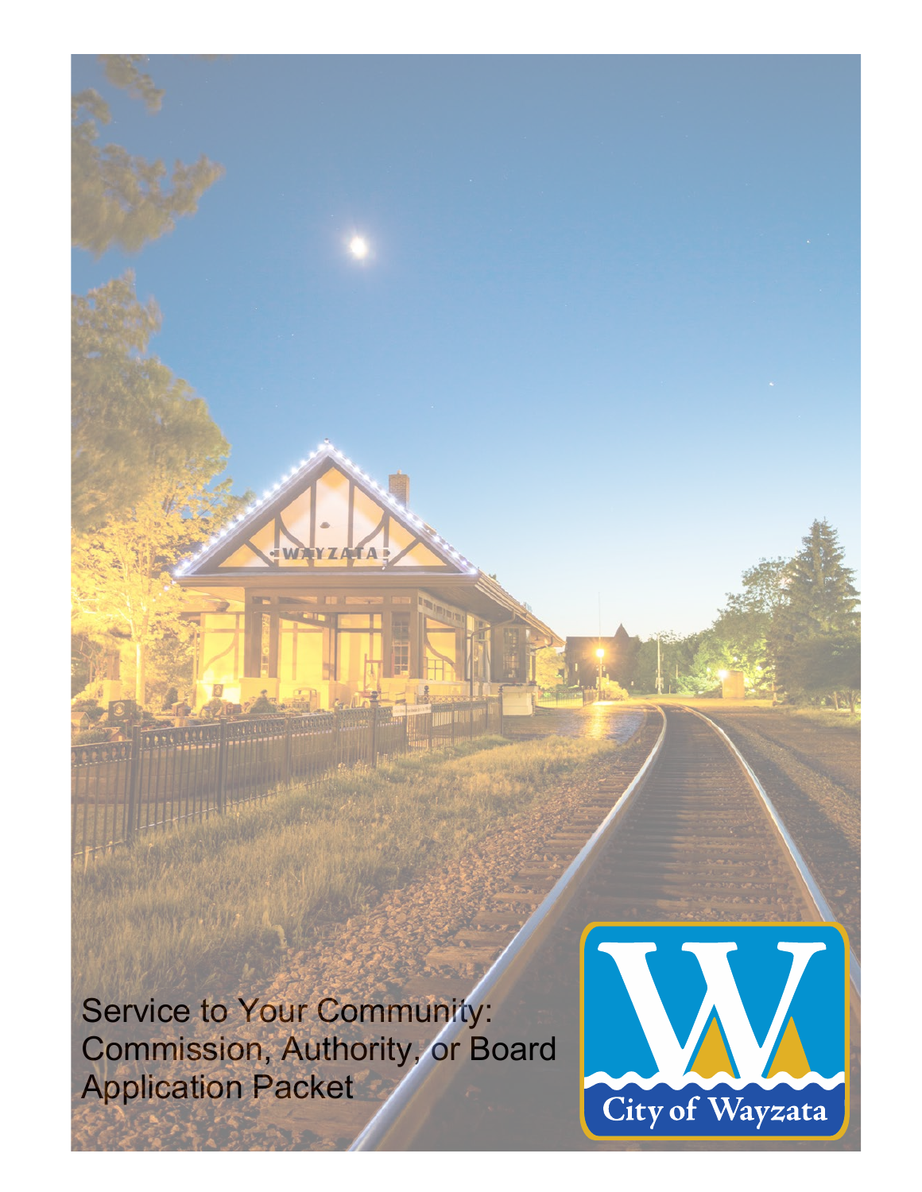Service to Your Community:
Commission, Authority, or Board
Application Packet

City of Wayzata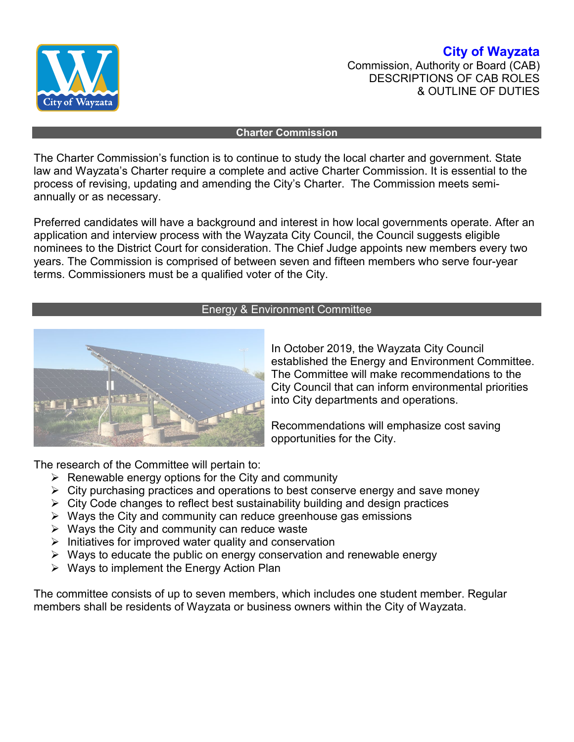# City of Wayzata

Commission, Authority or Board (CAB)
DESCRIPTIONS OF CAB ROLES
& OUTLINE OF DUTIES

## Charter Commission

The Charter Commission's function is to continue to study the local charter and government. State law and Wayzata's Charter require a complete and active Charter Commission. It is essential to the process of revising, updating and amending the City's Charter. The Commission meets semi-annually or as necessary.

Preferred candidates will have a background and interest in how local governments operate. After an application and interview process with the Wayzata City Council, the Council suggests eligible nominees to the District Court for consideration. The Chief Judge appoints new members every two years. The Commission is comprised of between seven and fifteen members who serve four-year terms. Commissioners must be a qualified voter of the City.

## Energy & Environment Committee

In October 2019, the Wayzata City Council established the Energy and Environment Committee. The Committee will make recommendations to the City Council that can inform environmental priorities into City departments and operations.

Recommendations will emphasize cost saving opportunities for the City.

The research of the Committee will pertain to:

- Renewable energy options for the City and community
- City purchasing practices and operations to best conserve energy and save money
- City Code changes to reflect best sustainability building and design practices
- Ways the City and community can reduce greenhouse gas emissions
- Ways the City and community can reduce waste
- Initiatives for improved water quality and conservation
- Ways to educate the public on energy conservation and renewable energy
- Ways to implement the Energy Action Plan

The committee consists of up to seven members, which includes one student member. Regular members shall be residents of Wayzata or business owners within the City of Wayzata.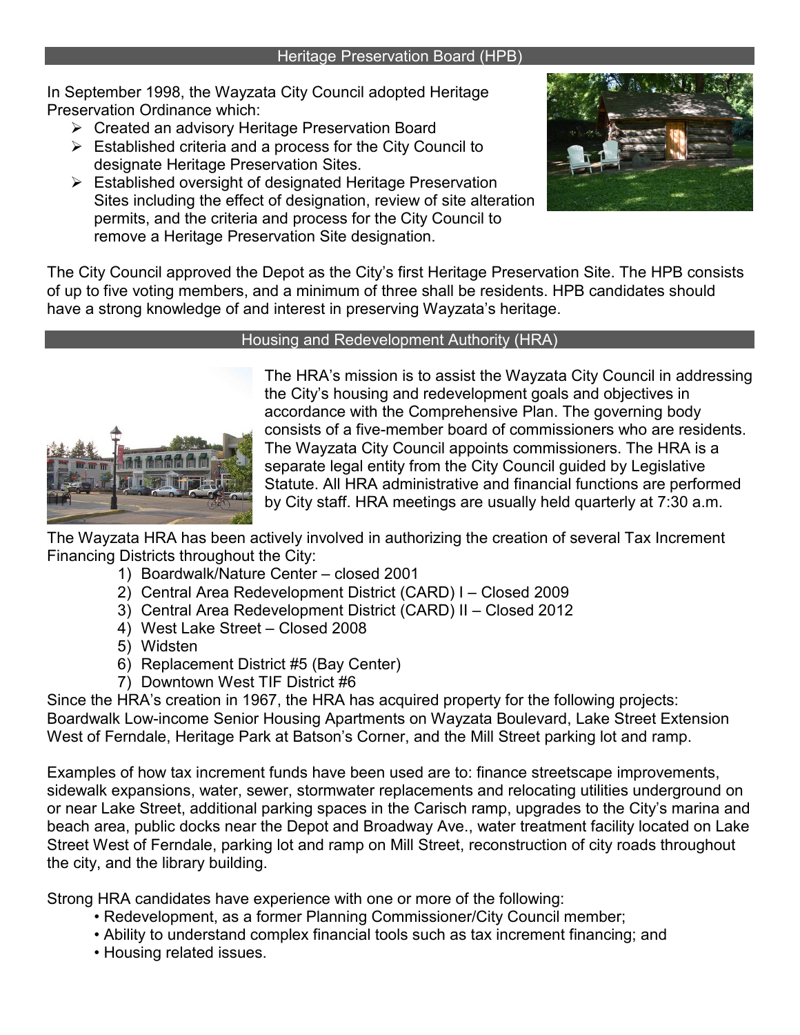## Heritage Preservation Board (HPB)

In September 1998, the Wayzata City Council adopted Heritage Preservation Ordinance which:

- Created an advisory Heritage Preservation Board
- Established criteria and a process for the City Council to designate Heritage Preservation Sites.
- Established oversight of designated Heritage Preservation Sites including the effect of designation, review of site alteration permits, and the criteria and process for the City Council to remove a Heritage Preservation Site designation.

The City Council approved the Depot as the City's first Heritage Preservation Site. The HPB consists of up to five voting members, and a minimum of three shall be residents. HPB candidates should have a strong knowledge of and interest in preserving Wayzata's heritage.

## Housing and Redevelopment Authority (HRA)

The HRA's mission is to assist the Wayzata City Council in addressing the City's housing and redevelopment goals and objectives in accordance with the Comprehensive Plan. The governing body consists of a five-member board of commissioners who are residents. The Wayzata City Council appoints commissioners. The HRA is a separate legal entity from the City Council guided by Legislative Statute. All HRA administrative and financial functions are performed by City staff. HRA meetings are usually held quarterly at 7:30 a.m.

The Wayzata HRA has been actively involved in authorizing the creation of several Tax Increment Financing Districts throughout the City:

1) Boardwalk/Nature Center – closed 2001
2) Central Area Redevelopment District (CARD) I – Closed 2009
3) Central Area Redevelopment District (CARD) II – Closed 2012
4) West Lake Street – Closed 2008
5) Widsten
6) Replacement District #5 (Bay Center)
7) Downtown West TIF District #6

Since the HRA's creation in 1967, the HRA has acquired property for the following projects: Boardwalk Low-income Senior Housing Apartments on Wayzata Boulevard, Lake Street Extension West of Ferndale, Heritage Park at Batson's Corner, and the Mill Street parking lot and ramp.

Examples of how tax increment funds have been used are to: finance streetscape improvements, sidewalk expansions, water, sewer, stormwater replacements and relocating utilities underground on or near Lake Street, additional parking spaces in the Carisch ramp, upgrades to the City's marina and beach area, public docks near the Depot and Broadway Ave., water treatment facility located on Lake Street West of Ferndale, parking lot and ramp on Mill Street, reconstruction of city roads throughout the city, and the library building.

Strong HRA candidates have experience with one or more of the following:

- Redevelopment, as a former Planning Commissioner/City Council member;
- Ability to understand complex financial tools such as tax increment financing; and
- Housing related issues.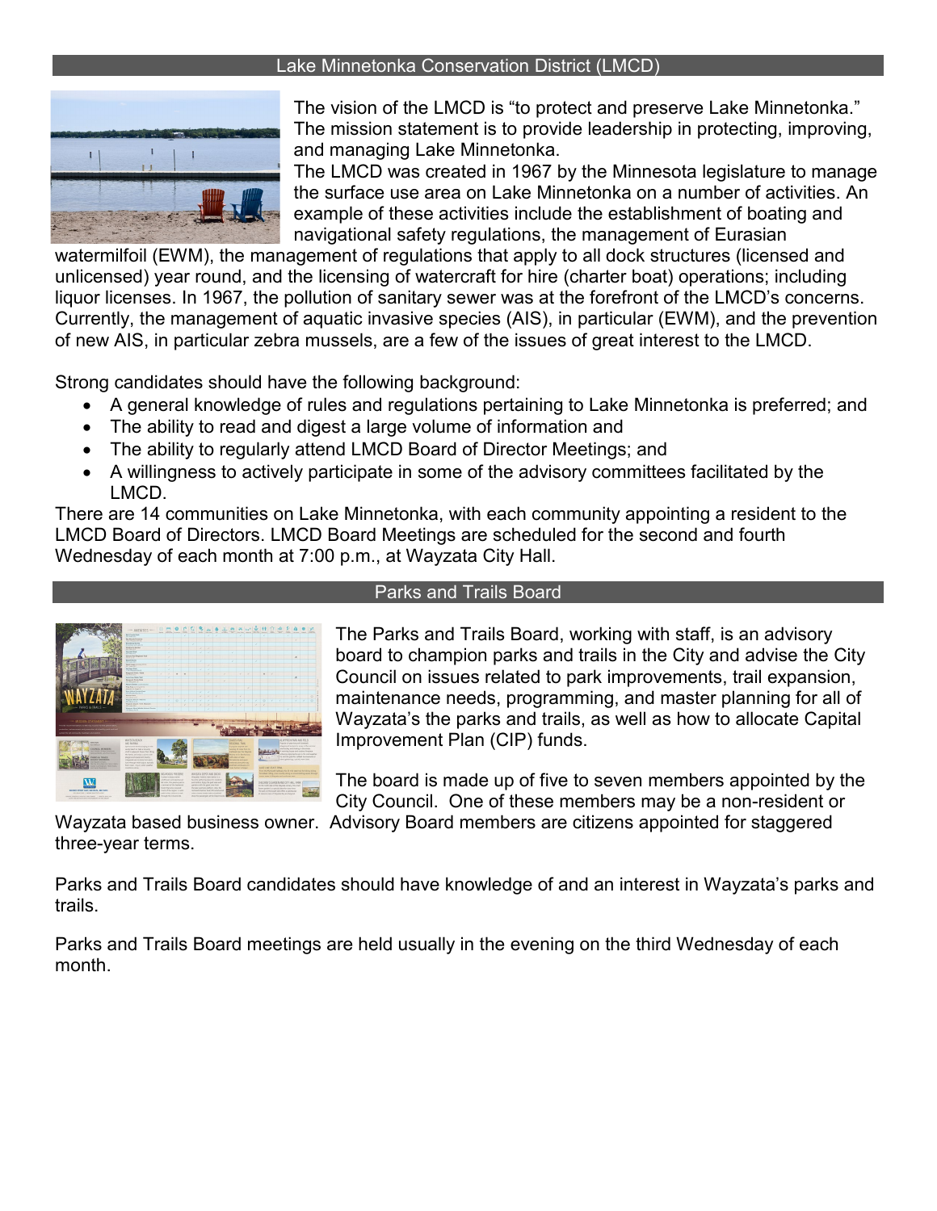## Lake Minnetonka Conservation District (LMCD)

The vision of the LMCD is "to protect and preserve Lake Minnetonka." The mission statement is to provide leadership in protecting, improving, and managing Lake Minnetonka.

The LMCD was created in 1967 by the Minnesota legislature to manage the surface use area on Lake Minnetonka on a number of activities. An example of these activities include the establishment of boating and navigational safety regulations, the management of Eurasian watermilfoil (EWM), the management of regulations that apply to all dock structures (licensed and unlicensed) year round, and the licensing of watercraft for hire (charter boat) operations; including liquor licenses. In 1967, the pollution of sanitary sewer was at the forefront of the LMCD's concerns. Currently, the management of aquatic invasive species (AIS), in particular (EWM), and the prevention of new AIS, in particular zebra mussels, are a few of the issues of great interest to the LMCD.

Strong candidates should have the following background:

- A general knowledge of rules and regulations pertaining to Lake Minnetonka is preferred; and
- The ability to read and digest a large volume of information and
- The ability to regularly attend LMCD Board of Director Meetings; and
- A willingness to actively participate in some of the advisory committees facilitated by the LMCD.

There are 14 communities on Lake Minnetonka, with each community appointing a resident to the LMCD Board of Directors. LMCD Board Meetings are scheduled for the second and fourth Wednesday of each month at 7:00 p.m., at Wayzata City Hall.

## Parks and Trails Board

The Parks and Trails Board, working with staff, is an advisory board to champion parks and trails in the City and advise the City Council on issues related to park improvements, trail expansion, maintenance needs, programming, and master planning for all of Wayzata's the parks and trails, as well as how to allocate Capital Improvement Plan (CIP) funds.

The board is made up of five to seven members appointed by the City Council. One of these members may be a non-resident or Wayzata based business owner. Advisory Board members are citizens appointed for staggered three-year terms.

Parks and Trails Board candidates should have knowledge of and an interest in Wayzata's parks and trails.

Parks and Trails Board meetings are held usually in the evening on the third Wednesday of each month.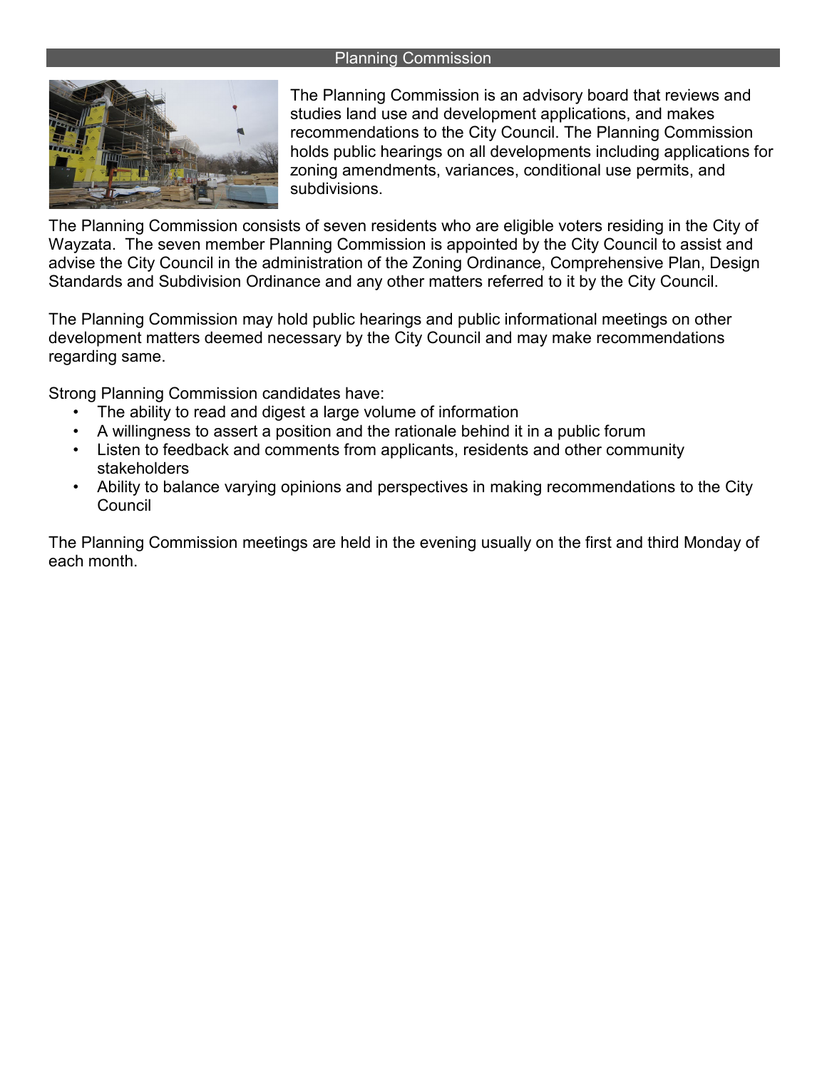## Planning Commission

The Planning Commission is an advisory board that reviews and studies land use and development applications, and makes recommendations to the City Council. The Planning Commission holds public hearings on all developments including applications for zoning amendments, variances, conditional use permits, and subdivisions.

The Planning Commission consists of seven residents who are eligible voters residing in the City of Wayzata. The seven member Planning Commission is appointed by the City Council to assist and advise the City Council in the administration of the Zoning Ordinance, Comprehensive Plan, Design Standards and Subdivision Ordinance and any other matters referred to it by the City Council.

The Planning Commission may hold public hearings and public informational meetings on other development matters deemed necessary by the City Council and may make recommendations regarding same.

Strong Planning Commission candidates have:

- The ability to read and digest a large volume of information
- A willingness to assert a position and the rationale behind it in a public forum
- Listen to feedback and comments from applicants, residents and other community stakeholders
- Ability to balance varying opinions and perspectives in making recommendations to the City Council

The Planning Commission meetings are held in the evening usually on the first and third Monday of each month.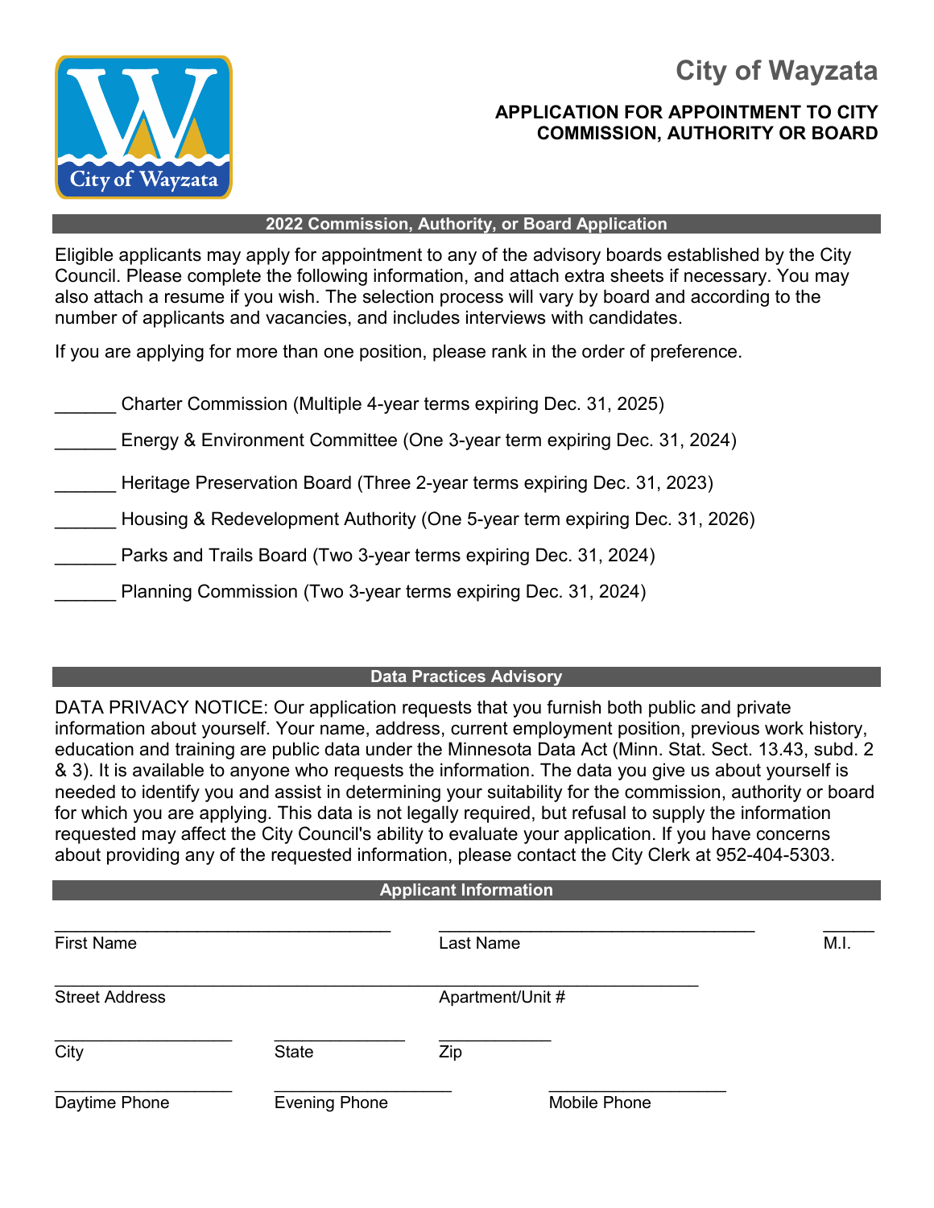# City of Wayzata

## APPLICATION FOR APPOINTMENT TO CITY COMMISSION, AUTHORITY OR BOARD

### 2022 Commission, Authority, or Board Application

Eligible applicants may apply for appointment to any of the advisory boards established by the City Council. Please complete the following information, and attach extra sheets if necessary. You may also attach a resume if you wish. The selection process will vary by board and according to the number of applicants and vacancies, and includes interviews with candidates.

If you are applying for more than one position, please rank in the order of preference.

______ Charter Commission (Multiple 4-year terms expiring Dec. 31, 2025)

______ Energy & Environment Committee (One 3-year term expiring Dec. 31, 2024)

______ Heritage Preservation Board (Three 2-year terms expiring Dec. 31, 2023)

______ Housing & Redevelopment Authority (One 5-year term expiring Dec. 31, 2026)

______ Parks and Trails Board (Two 3-year terms expiring Dec. 31, 2024)

______ Planning Commission (Two 3-year terms expiring Dec. 31, 2024)

### Data Practices Advisory

DATA PRIVACY NOTICE: Our application requests that you furnish both public and private information about yourself. Your name, address, current employment position, previous work history, education and training are public data under the Minnesota Data Act (Minn. Stat. Sect. 13.43, subd. 2 & 3). It is available to anyone who requests the information. The data you give us about yourself is needed to identify you and assist in determining your suitability for the commission, authority or board for which you are applying. This data is not legally required, but refusal to supply the information requested may affect the City Council's ability to evaluate your application. If you have concerns about providing any of the requested information, please contact the City Clerk at 952-404-5303.

### Applicant Information

___________________________________ ___________________________________ ______
First Name Last Name M.I.

___________________________________________________________________
Street Address Apartment/Unit #

___________________ ______________ ____________
City State Zip

___________________ ___________________ ___________________
Daytime Phone Evening Phone Mobile Phone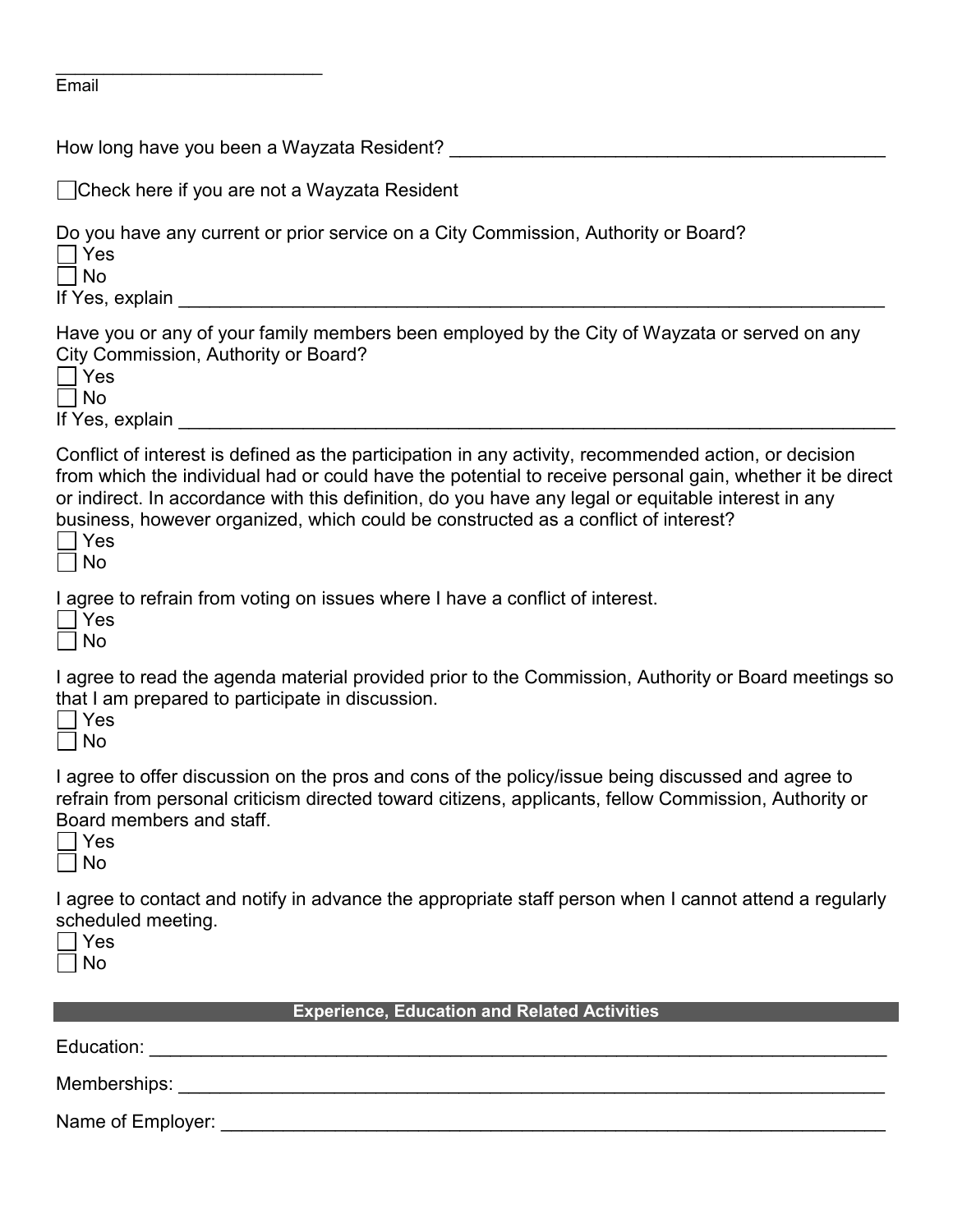___________________________
Email

How long have you been a Wayzata Resident? ____________________________________________

☐ Check here if you are not a Wayzata Resident

Do you have any current or prior service on a City Commission, Authority or Board?

☐ Yes
☐ No

If Yes, explain ______________________________________________________________________

Have you or any of your family members been employed by the City of Wayzata or served on any City Commission, Authority or Board?

☐ Yes
☐ No

If Yes, explain ______________________________________________________________________

Conflict of interest is defined as the participation in any activity, recommended action, or decision from which the individual had or could have the potential to receive personal gain, whether it be direct or indirect. In accordance with this definition, do you have any legal or equitable interest in any business, however organized, which could be constructed as a conflict of interest?

☐ Yes
☐ No

I agree to refrain from voting on issues where I have a conflict of interest.

☐ Yes
☐ No

I agree to read the agenda material provided prior to the Commission, Authority or Board meetings so that I am prepared to participate in discussion.

☐ Yes
☐ No

I agree to offer discussion on the pros and cons of the policy/issue being discussed and agree to refrain from personal criticism directed toward citizens, applicants, fellow Commission, Authority or Board members and staff.

☐ Yes
☐ No

I agree to contact and notify in advance the appropriate staff person when I cannot attend a regularly scheduled meeting.

☐ Yes
☐ No

## Experience, Education and Related Activities

Education: ___________________________________________________________________________

Memberships: ________________________________________________________________________

Name of Employer: ____________________________________________________________________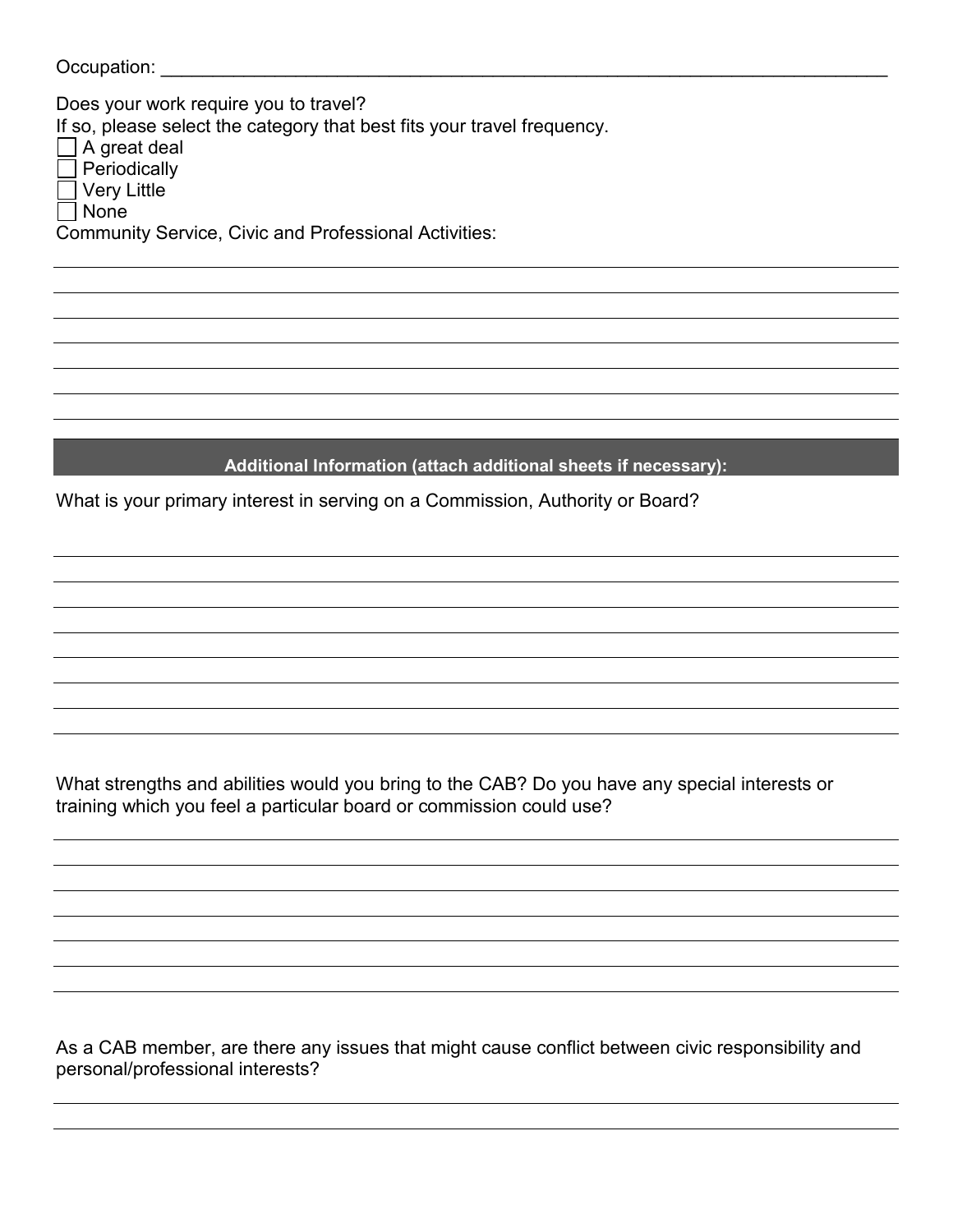Occupation: ___________________________________________________________________________

Does your work require you to travel?
If so, please select the category that best fits your travel frequency.

- [ ] A great deal
- [ ] Periodically
- [ ] Very Little
- [ ] None

Community Service, Civic and Professional Activities:

___________________________________________________________________________

___________________________________________________________________________

___________________________________________________________________________

___________________________________________________________________________

___________________________________________________________________________

___________________________________________________________________________

## Additional Information (attach additional sheets if necessary):

What is your primary interest in serving on a Commission, Authority or Board?

___________________________________________________________________________

___________________________________________________________________________

___________________________________________________________________________

___________________________________________________________________________

___________________________________________________________________________

___________________________________________________________________________

___________________________________________________________________________

What strengths and abilities would you bring to the CAB? Do you have any special interests or training which you feel a particular board or commission could use?

___________________________________________________________________________

___________________________________________________________________________

___________________________________________________________________________

___________________________________________________________________________

___________________________________________________________________________

___________________________________________________________________________

As a CAB member, are there any issues that might cause conflict between civic responsibility and personal/professional interests?

___________________________________________________________________________

___________________________________________________________________________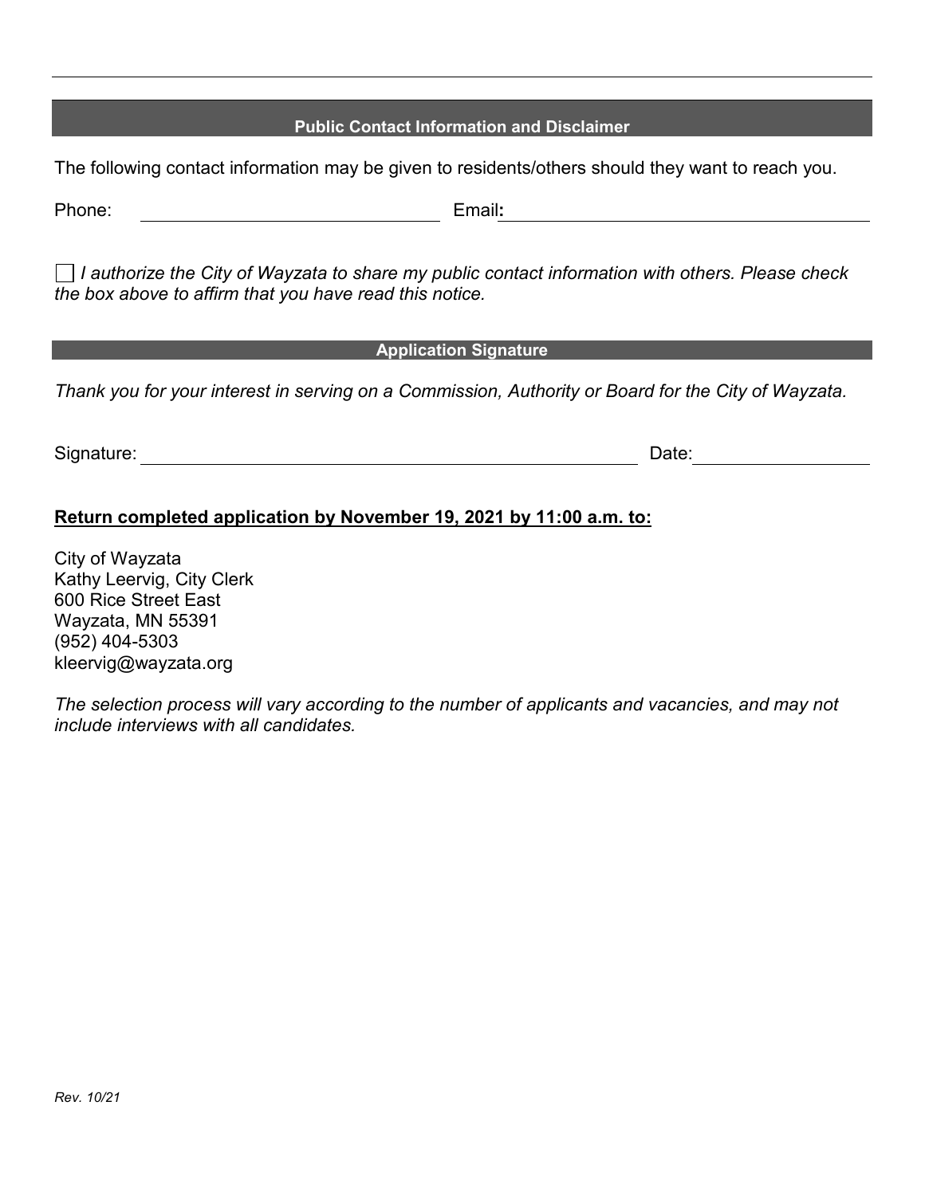## Public Contact Information and Disclaimer

The following contact information may be given to residents/others should they want to reach you.

Phone: ______________________________ Email: ________________________________________

☐ *I authorize the City of Wayzata to share my public contact information with others. Please check the box above to affirm that you have read this notice.*

## Application Signature

*Thank you for your interest in serving on a Commission, Authority or Board for the City of Wayzata.*

Signature: __________________________________________________ Date: __________________

**Return completed application by November 19, 2021 by 11:00 a.m. to:**

City of Wayzata
Kathy Leervig, City Clerk
600 Rice Street East
Wayzata, MN 55391
(952) 404-5303
kleervig@wayzata.org

*The selection process will vary according to the number of applicants and vacancies, and may not include interviews with all candidates.*

*Rev. 10/21*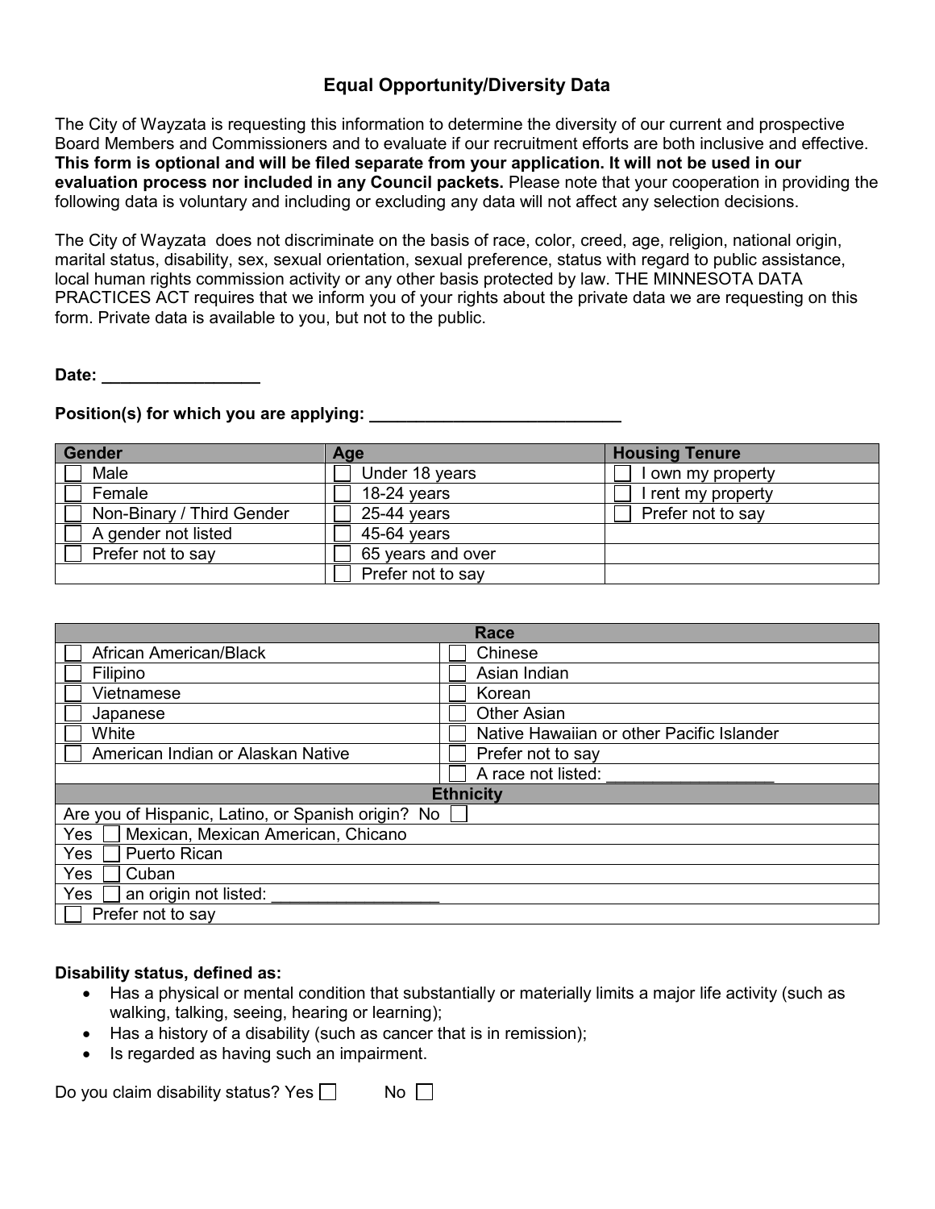## Equal Opportunity/Diversity Data

The City of Wayzata is requesting this information to determine the diversity of our current and prospective Board Members and Commissioners and to evaluate if our recruitment efforts are both inclusive and effective. **This form is optional and will be filed separate from your application. It will not be used in our evaluation process nor included in any Council packets.** Please note that your cooperation in providing the following data is voluntary and including or excluding any data will not affect any selection decisions.

The City of Wayzata does not discriminate on the basis of race, color, creed, age, religion, national origin, marital status, disability, sex, sexual orientation, sexual preference, status with regard to public assistance, local human rights commission activity or any other basis protected by law. THE MINNESOTA DATA PRACTICES ACT requires that we inform you of your rights about the private data we are requesting on this form. Private data is available to you, but not to the public.

**Date: \_\_\_\_\_\_\_\_\_\_\_\_\_\_\_\_\_**

**Position(s) for which you are applying: \_\_\_\_\_\_\_\_\_\_\_\_\_\_\_\_\_\_\_\_\_\_\_\_\_\_\_\_**

| Gender | Age | Housing Tenure |
|---|---|---|
| ☐ Male | ☐ Under 18 years | ☐ I own my property |
| ☐ Female | ☐ 18-24 years | ☐ I rent my property |
| ☐ Non-Binary / Third Gender | ☐ 25-44 years | ☐ Prefer not to say |
| ☐ A gender not listed | ☐ 45-64 years | |
| ☐ Prefer not to say | ☐ 65 years and over | |
| | ☐ Prefer not to say | |

| Race | |
|---|---|
| ☐ African American/Black | ☐ Chinese |
| ☐ Filipino | ☐ Asian Indian |
| ☐ Vietnamese | ☐ Korean |
| ☐ Japanese | ☐ Other Asian |
| ☐ White | ☐ Native Hawaiian or other Pacific Islander |
| ☐ American Indian or Alaskan Native | ☐ Prefer not to say |
| | ☐ A race not listed: \_\_\_\_\_\_\_\_\_\_\_\_\_\_\_\_\_\_\_ |

| Ethnicity |
|---|
| Are you of Hispanic, Latino, or Spanish origin? No ☐ |
| Yes ☐ Mexican, Mexican American, Chicano |
| Yes ☐ Puerto Rican |
| Yes ☐ Cuban |
| Yes ☐ an origin not listed: \_\_\_\_\_\_\_\_\_\_\_\_\_\_\_\_\_\_\_ |
| ☐ Prefer not to say |

**Disability status, defined as:**

- Has a physical or mental condition that substantially or materially limits a major life activity (such as walking, talking, seeing, hearing or learning);
- Has a history of a disability (such as cancer that is in remission);
- Is regarded as having such an impairment.

Do you claim disability status? Yes ☐ No ☐